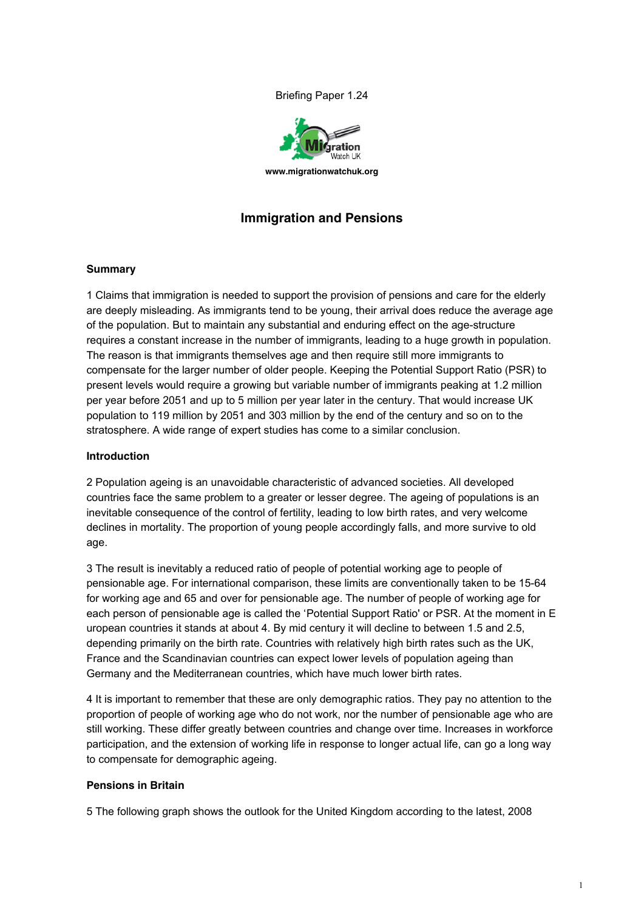Briefing Paper 1.24

www.migrationwatchuk.org

# Immigration and Pensions

## Summary

1 Claims that immigration is needed to support the provision of pensions and care for the elderly are deeply misleading. As immigrants tend to be young, their arrival does reduce the average age of the population. But to maintain any substantial and enduring effect on the age-structure requires a constant increase in the number of immigrants, leading to a huge growth in population. The reason is that immigrants themselves age and then require still more immigrants to compensate for the larger number of older people. Keeping the Potential Support Ratio (PSR) to present levels would require a growing but variable number of immigrants peaking at 1.2 million per year before 2051 and up to 5 million per year later in the century. That would increase UK population to 119 million by 2051 and 303 million by the end of the century and so on to the stratosphere. A wide range of expert studies has come to a similar conclusion.

## Introduction

2 Population ageing is an unavoidable characteristic of advanced societies. All developed countries face the same problem to a greater or lesser degree. The ageing of populations is an inevitable consequence of the control of fertility, leading to low birth rates, and very welcome declines in mortality. The proportion of young people accordingly falls, and more survive to old age.

3 The result is inevitably a reduced ratio of people of potential working age to people of pensionable age. For international comparison, these limits are conventionally taken to be 15-64 for working age and 65 and over for pensionable age. The number of people of working age for each person of pensionable age is called the 'Potential Support Ratio' or PSR. At the moment in European countries it stands at about 4. By mid century it will decline to between 1.5 and 2.5, depending primarily on the birth rate. Countries with relatively high birth rates such as the UK, France and the Scandinavian countries can expect lower levels of population ageing than Germany and the Mediterranean countries, which have much lower birth rates.

4 It is important to remember that these are only demographic ratios. They pay no attention to the proportion of people of working age who do not work, nor the number of pensionable age who are still working. These differ greatly between countries and change over time. Increases in workforce participation, and the extension of working life in response to longer actual life, can go a long way to compensate for demographic ageing.

## Pensions in Britain

5 The following graph shows the outlook for the United Kingdom according to the latest, 2008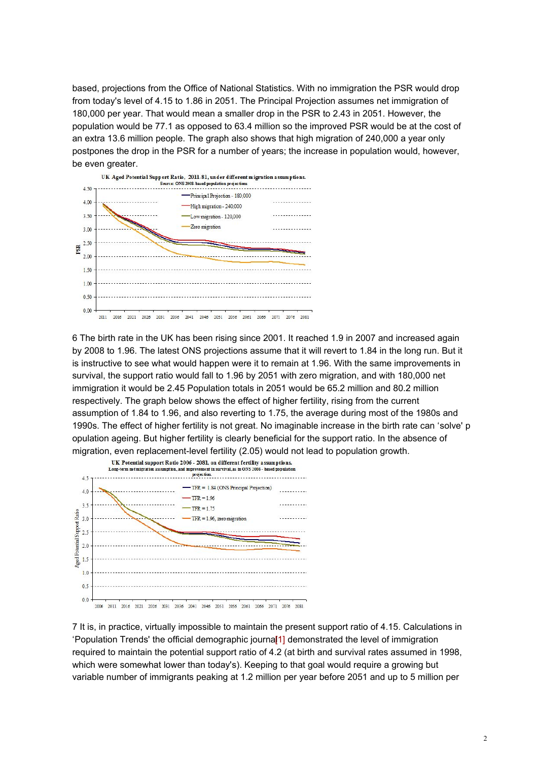based, projections from the Office of National Statistics. With no immigration the PSR would drop from today's level of 4.15 to 1.86 in 2051. The Principal Projection assumes net immigration of 180,000 per year. That would mean a smaller drop in the PSR to 2.43 in 2051. However, the population would be 77.1 as opposed to 63.4 million so the improved PSR would be at the cost of an extra 13.6 million people. The graph also shows that high migration of 240,000 a year only postpones the drop in the PSR for a number of years; the increase in population would, however, be even greater.

UK Aged Potential Support Ratio, 2011-81, under different migration assumptions.
Source: ONS 2008-based population projections

6 The birth rate in the UK has been rising since 2001. It reached 1.9 in 2007 and increased again by 2008 to 1.96. The latest ONS projections assume that it will revert to 1.84 in the long run. But it is instructive to see what would happen were it to remain at 1.96. With the same improvements in survival, the support ratio would fall to 1.96 by 2051 with zero migration, and with 180,000 net immigration it would be 2.45 Population totals in 2051 would be 65.2 million and 80.2 million respectively. The graph below shows the effect of higher fertility, rising from the current assumption of 1.84 to 1.96, and also reverting to 1.75, the average during most of the 1980s and 1990s. The effect of higher fertility is not great. No imaginable increase in the birth rate can 'solve' population ageing. But higher fertility is clearly beneficial for the support ratio. In the absence of migration, even replacement-level fertility (2.05) would not lead to population growth.

UK Potential support Ratio 2006 - 2081 on different fertility assumptions.
Long-term net migration assumption, and improvement in survival, as in ONS 2008 - based population projection.

7 It is, in practice, virtually impossible to maintain the present support ratio of 4.15. Calculations in 'Population Trends' the official demographic journal[1] demonstrated the level of immigration required to maintain the potential support ratio of 4.2 (at birth and survival rates assumed in 1998, which were somewhat lower than today's). Keeping to that goal would require a growing but variable number of immigrants peaking at 1.2 million per year before 2051 and up to 5 million per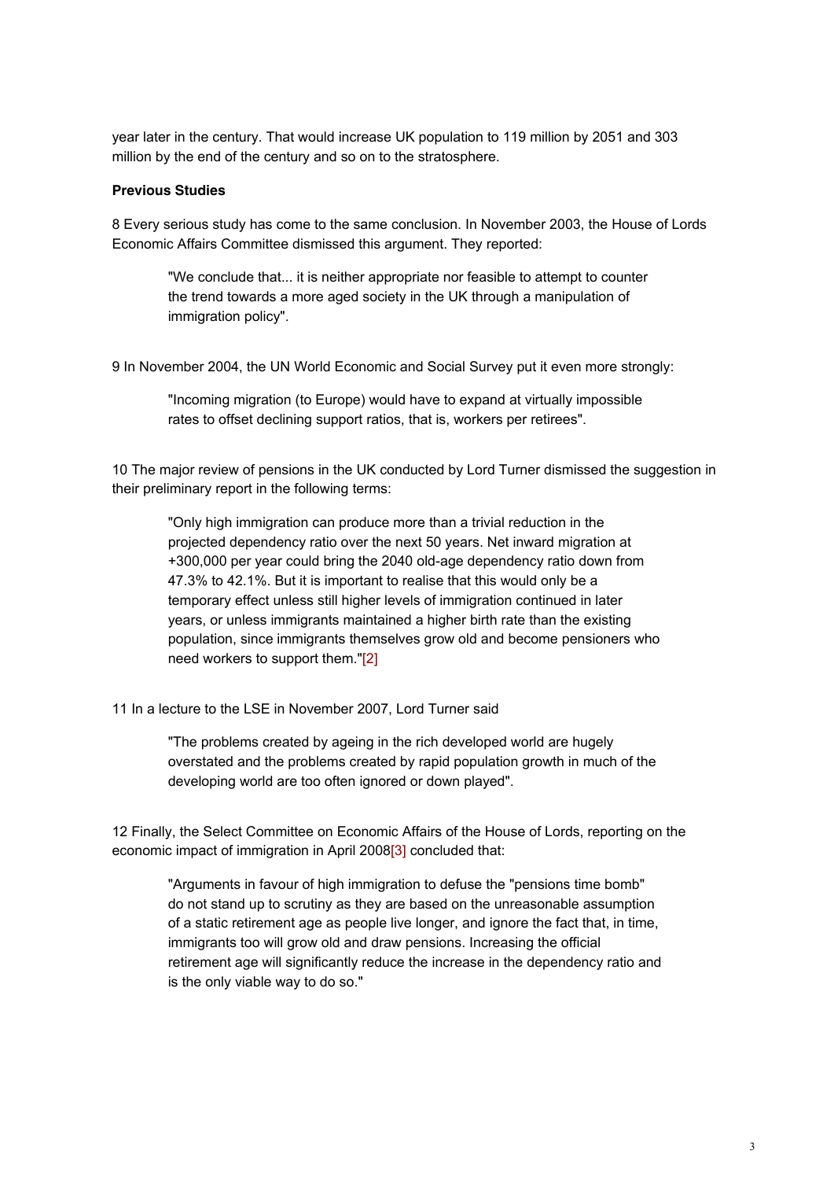year later in the century. That would increase UK population to 119 million by 2051 and 303 million by the end of the century and so on to the stratosphere.

**Previous Studies**

8 Every serious study has come to the same conclusion. In November 2003, the House of Lords Economic Affairs Committee dismissed this argument. They reported:

> "We conclude that... it is neither appropriate nor feasible to attempt to counter the trend towards a more aged society in the UK through a manipulation of immigration policy".

9 In November 2004, the UN World Economic and Social Survey put it even more strongly:

> "Incoming migration (to Europe) would have to expand at virtually impossible rates to offset declining support ratios, that is, workers per retirees".

10 The major review of pensions in the UK conducted by Lord Turner dismissed the suggestion in their preliminary report in the following terms:

> "Only high immigration can produce more than a trivial reduction in the projected dependency ratio over the next 50 years. Net inward migration at +300,000 per year could bring the 2040 old-age dependency ratio down from 47.3% to 42.1%. But it is important to realise that this would only be a temporary effect unless still higher levels of immigration continued in later years, or unless immigrants maintained a higher birth rate than the existing population, since immigrants themselves grow old and become pensioners who need workers to support them."[2]

11 In a lecture to the LSE in November 2007, Lord Turner said

> "The problems created by ageing in the rich developed world are hugely overstated and the problems created by rapid population growth in much of the developing world are too often ignored or down played".

12 Finally, the Select Committee on Economic Affairs of the House of Lords, reporting on the economic impact of immigration in April 2008[3] concluded that:

> "Arguments in favour of high immigration to defuse the "pensions time bomb" do not stand up to scrutiny as they are based on the unreasonable assumption of a static retirement age as people live longer, and ignore the fact that, in time, immigrants too will grow old and draw pensions. Increasing the official retirement age will significantly reduce the increase in the dependency ratio and is the only viable way to do so."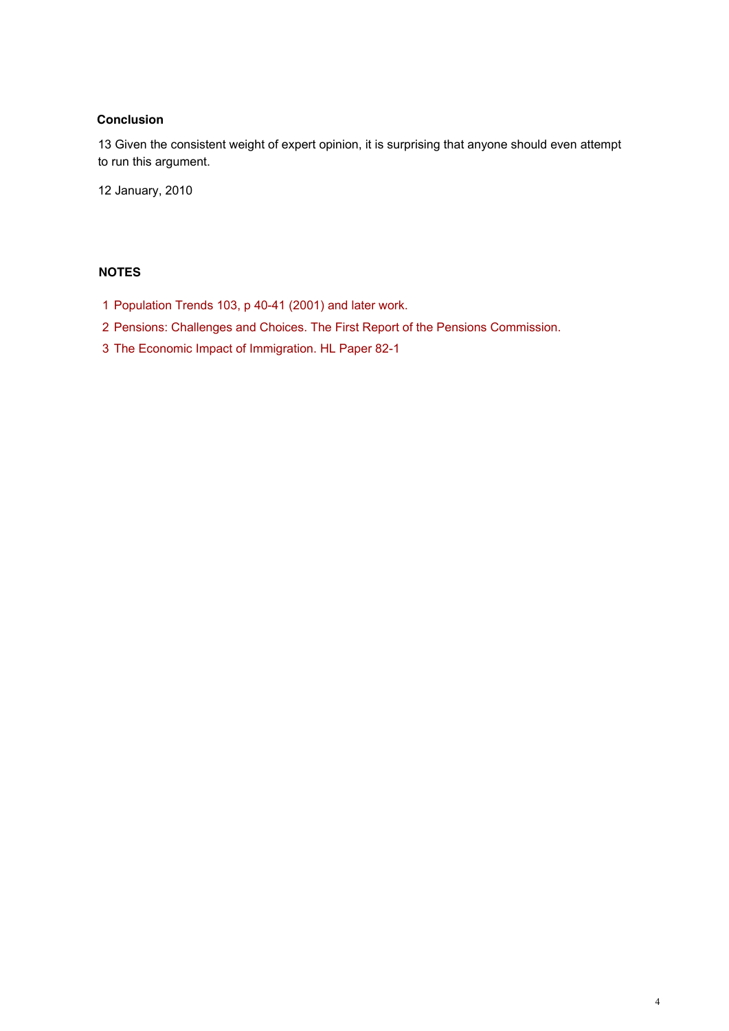### Conclusion

13 Given the consistent weight of expert opinion, it is surprising that anyone should even attempt to run this argument.

12 January, 2010

### NOTES

1 Population Trends 103, p 40-41 (2001) and later work.

2 Pensions: Challenges and Choices. The First Report of the Pensions Commission.

3 The Economic Impact of Immigration. HL Paper 82-1